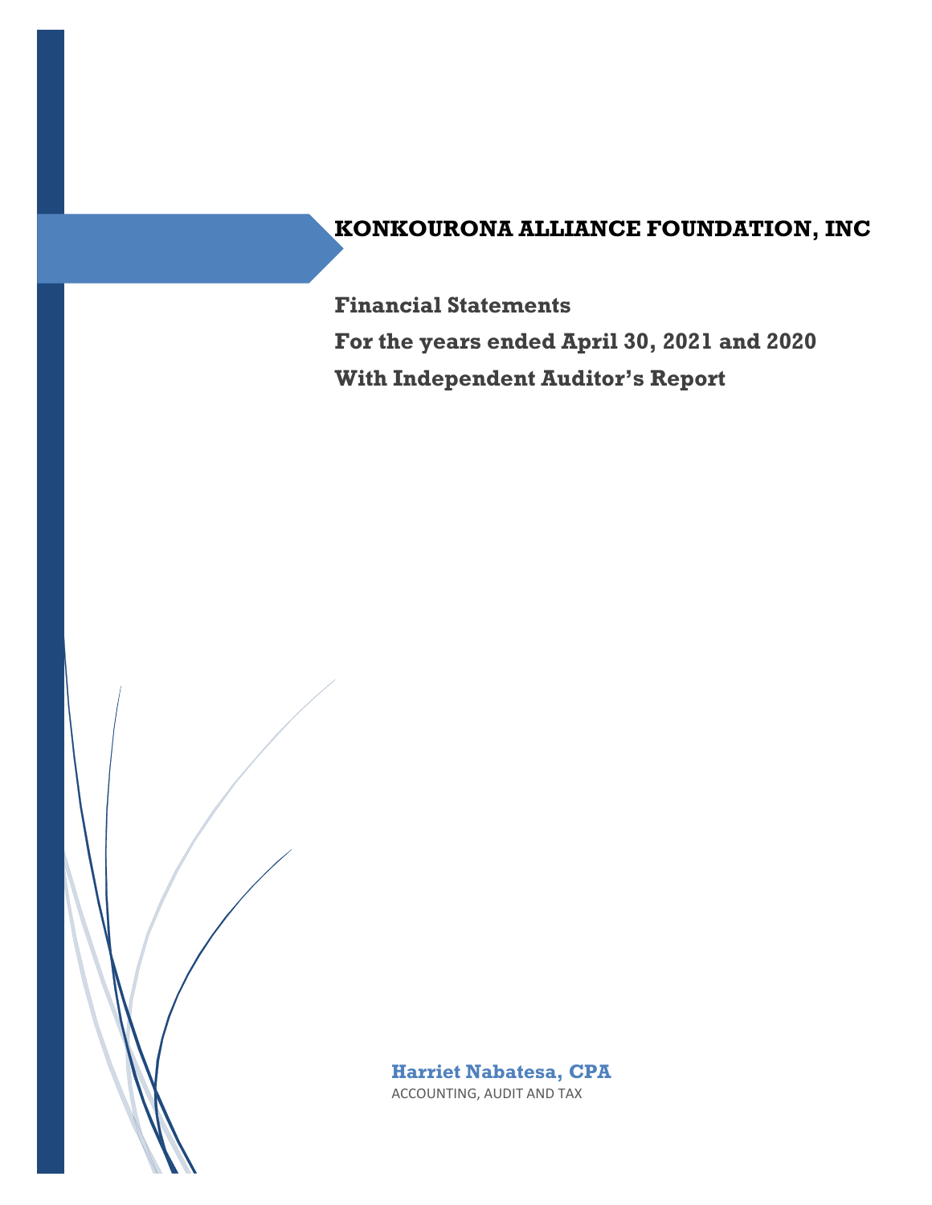# KONKOURONA ALLIANCE FOUNDATION, INC

**Financial Statements**

**For the years ended April 30, 2021 and 2020**

**With Independent Auditor's Report**

**Harriet Nabatesa, CPA**

ACCOUNTING, AUDIT AND TAX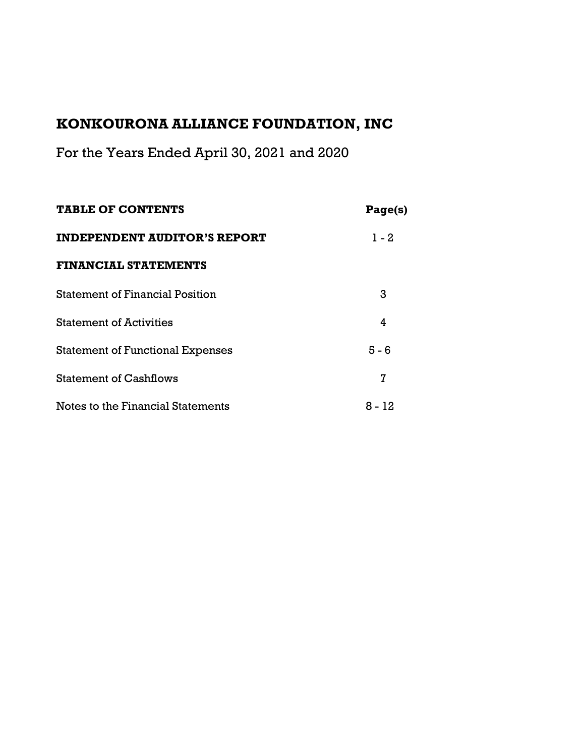# KONKOURONA ALLIANCE FOUNDATION, INC

For the Years Ended April 30, 2021 and 2020

| TABLE OF CONTENTS | Page(s) |
|---|---|
| **INDEPENDENT AUDITOR'S REPORT** | 1 - 2 |
| **FINANCIAL STATEMENTS** | |
| Statement of Financial Position | 3 |
| Statement of Activities | 4 |
| Statement of Functional Expenses | 5 - 6 |
| Statement of Cashflows | 7 |
| Notes to the Financial Statements | 8 - 12 |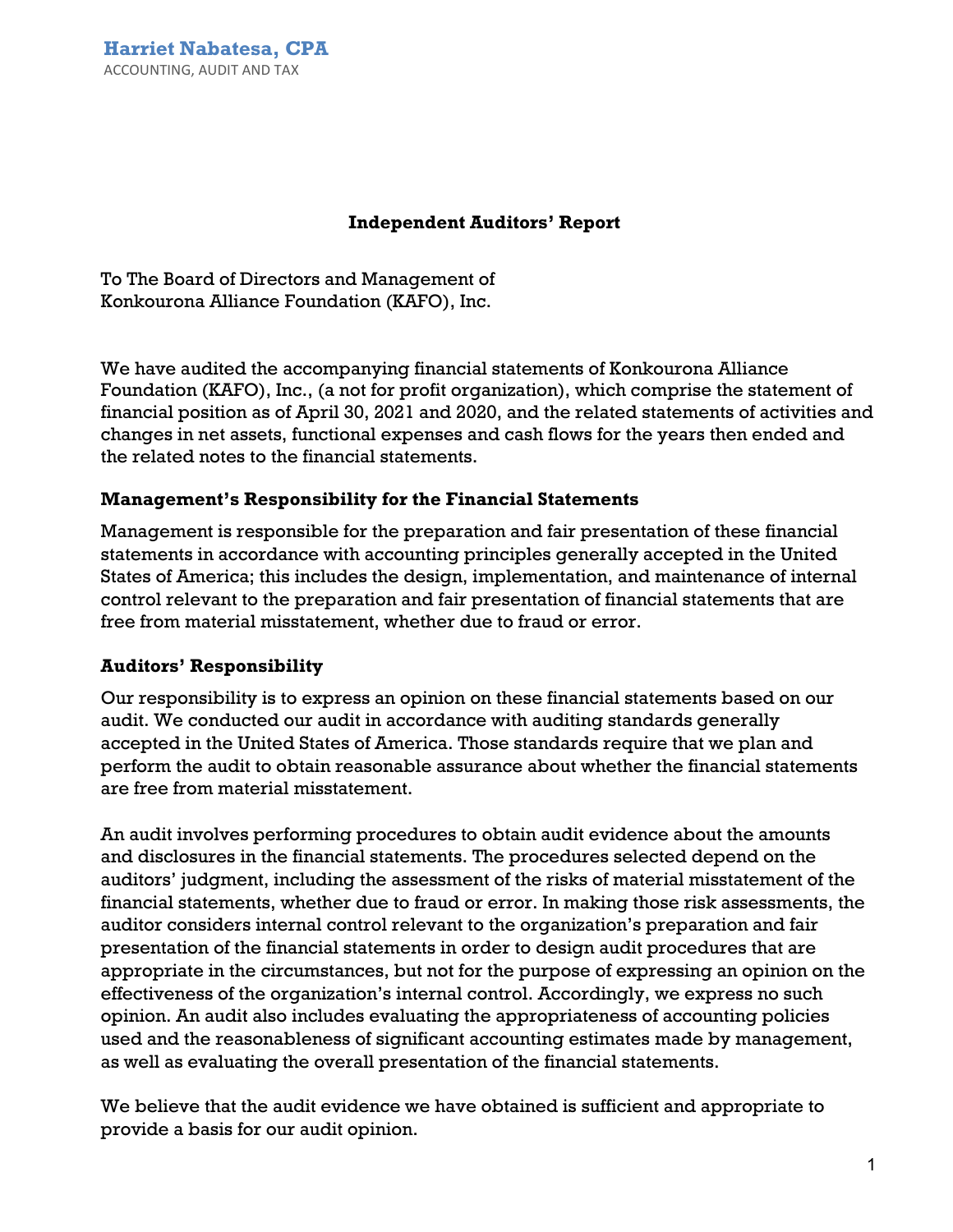**Harriet Nabatesa, CPA**
ACCOUNTING, AUDIT AND TAX

# Independent Auditors' Report

To The Board of Directors and Management of
Konkourona Alliance Foundation (KAFO), Inc.

We have audited the accompanying financial statements of Konkourona Alliance Foundation (KAFO), Inc., (a not for profit organization), which comprise the statement of financial position as of April 30, 2021 and 2020, and the related statements of activities and changes in net assets, functional expenses and cash flows for the years then ended and the related notes to the financial statements.

## Management's Responsibility for the Financial Statements

Management is responsible for the preparation and fair presentation of these financial statements in accordance with accounting principles generally accepted in the United States of America; this includes the design, implementation, and maintenance of internal control relevant to the preparation and fair presentation of financial statements that are free from material misstatement, whether due to fraud or error.

## Auditors' Responsibility

Our responsibility is to express an opinion on these financial statements based on our audit. We conducted our audit in accordance with auditing standards generally accepted in the United States of America. Those standards require that we plan and perform the audit to obtain reasonable assurance about whether the financial statements are free from material misstatement.

An audit involves performing procedures to obtain audit evidence about the amounts and disclosures in the financial statements. The procedures selected depend on the auditors' judgment, including the assessment of the risks of material misstatement of the financial statements, whether due to fraud or error. In making those risk assessments, the auditor considers internal control relevant to the organization's preparation and fair presentation of the financial statements in order to design audit procedures that are appropriate in the circumstances, but not for the purpose of expressing an opinion on the effectiveness of the organization's internal control. Accordingly, we express no such opinion. An audit also includes evaluating the appropriateness of accounting policies used and the reasonableness of significant accounting estimates made by management, as well as evaluating the overall presentation of the financial statements.

We believe that the audit evidence we have obtained is sufficient and appropriate to provide a basis for our audit opinion.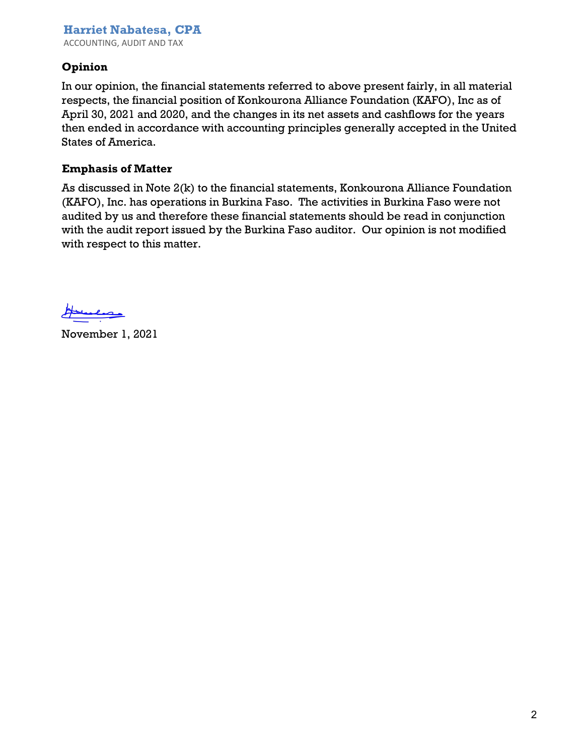**Harriet Nabatesa, CPA**
ACCOUNTING, AUDIT AND TAX

## Opinion

In our opinion, the financial statements referred to above present fairly, in all material respects, the financial position of Konkourona Alliance Foundation (KAFO), Inc as of April 30, 2021 and 2020, and the changes in its net assets and cashflows for the years then ended in accordance with accounting principles generally accepted in the United States of America.

## Emphasis of Matter

As discussed in Note 2(k) to the financial statements, Konkourona Alliance Foundation (KAFO), Inc. has operations in Burkina Faso. The activities in Burkina Faso were not audited by us and therefore these financial statements should be read in conjunction with the audit report issued by the Burkina Faso auditor. Our opinion is not modified with respect to this matter.

November 1, 2021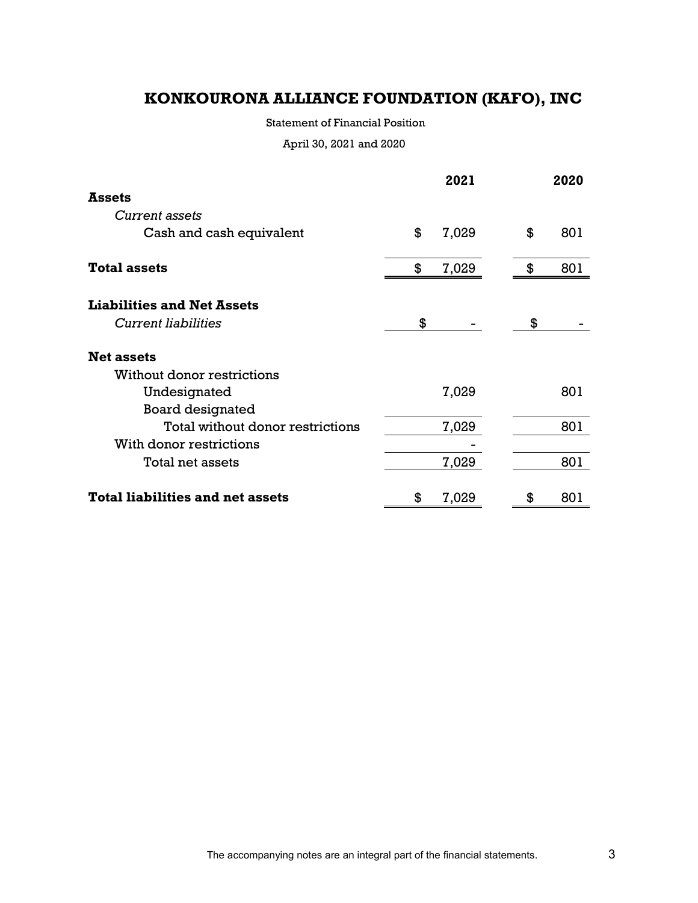# KONKOURONA ALLIANCE FOUNDATION (KAFO), INC

Statement of Financial Position

April 30, 2021 and 2020

| | 2021 | 2020 |
|---|---|---|
| **Assets** | | |
| *Current assets* | | |
| Cash and cash equivalent | $ 7,029 | $ 801 |
| **Total assets** | $ 7,029 | $ 801 |
| **Liabilities and Net Assets** | | |
| *Current liabilities* | $ - | $ - |
| **Net assets** | | |
| Without donor restrictions | | |
| Undesignated | 7,029 | 801 |
| Board designated | | |
| Total without donor restrictions | 7,029 | 801 |
| With donor restrictions | - | |
| Total net assets | 7,029 | 801 |
| **Total liabilities and net assets** | $ 7,029 | $ 801 |

The accompanying notes are an integral part of the financial statements.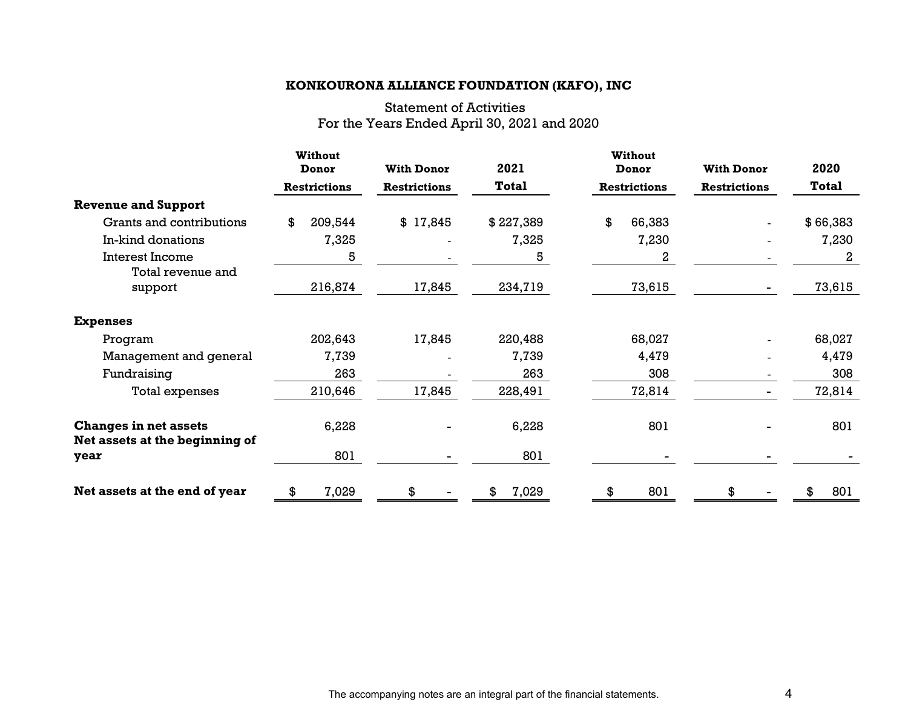**KONKOURONA ALLIANCE FOUNDATION (KAFO), INC**

Statement of Activities
For the Years Ended April 30, 2021 and 2020

| | Without Donor Restrictions | With Donor Restrictions | 2021 Total | Without Donor Restrictions | With Donor Restrictions | 2020 Total |
|---|---|---|---|---|---|---|
| **Revenue and Support** | | | | | | |
| Grants and contributions | $ 209,544 | $ 17,845 | $ 227,389 | $ 66,383 | - | $ 66,383 |
| In-kind donations | 7,325 | - | 7,325 | 7,230 | - | 7,230 |
| Interest Income | 5 | - | 5 | 2 | - | 2 |
| Total revenue and support | 216,874 | 17,845 | 234,719 | 73,615 | - | 73,615 |
| **Expenses** | | | | | | |
| Program | 202,643 | 17,845 | 220,488 | 68,027 | - | 68,027 |
| Management and general | 7,739 | - | 7,739 | 4,479 | - | 4,479 |
| Fundraising | 263 | - | 263 | 308 | - | 308 |
| Total expenses | 210,646 | 17,845 | 228,491 | 72,814 | - | 72,814 |
| **Changes in net assets** | 6,228 | - | 6,228 | 801 | - | 801 |
| **Net assets at the beginning of year** | 801 | - | 801 | - | - | - |
| **Net assets at the end of year** | $ 7,029 | $ - | $ 7,029 | $ 801 | $ - | $ 801 |

The accompanying notes are an integral part of the financial statements.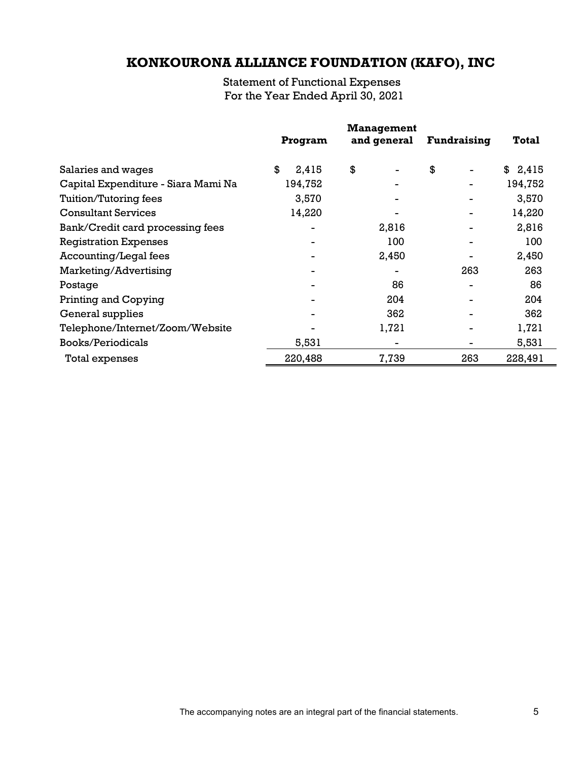# KONKOURONA ALLIANCE FOUNDATION (KAFO), INC

Statement of Functional Expenses
For the Year Ended April 30, 2021

| | Program | Management and general | Fundraising | Total |
|---|---|---|---|---|
| Salaries and wages | $ 2,415 | $ - | $ - | $ 2,415 |
| Capital Expenditure - Siara Mami Na | 194,752 | - | - | 194,752 |
| Tuition/Tutoring fees | 3,570 | - | - | 3,570 |
| Consultant Services | 14,220 | - | - | 14,220 |
| Bank/Credit card processing fees | - | 2,816 | - | 2,816 |
| Registration Expenses | - | 100 | - | 100 |
| Accounting/Legal fees | - | 2,450 | - | 2,450 |
| Marketing/Advertising | - | - | 263 | 263 |
| Postage | - | 86 | - | 86 |
| Printing and Copying | - | 204 | - | 204 |
| General supplies | - | 362 | - | 362 |
| Telephone/Internet/Zoom/Website | - | 1,721 | - | 1,721 |
| Books/Periodicals | 5,531 | - | - | 5,531 |
| Total expenses | 220,488 | 7,739 | 263 | 228,491 |

The accompanying notes are an integral part of the financial statements.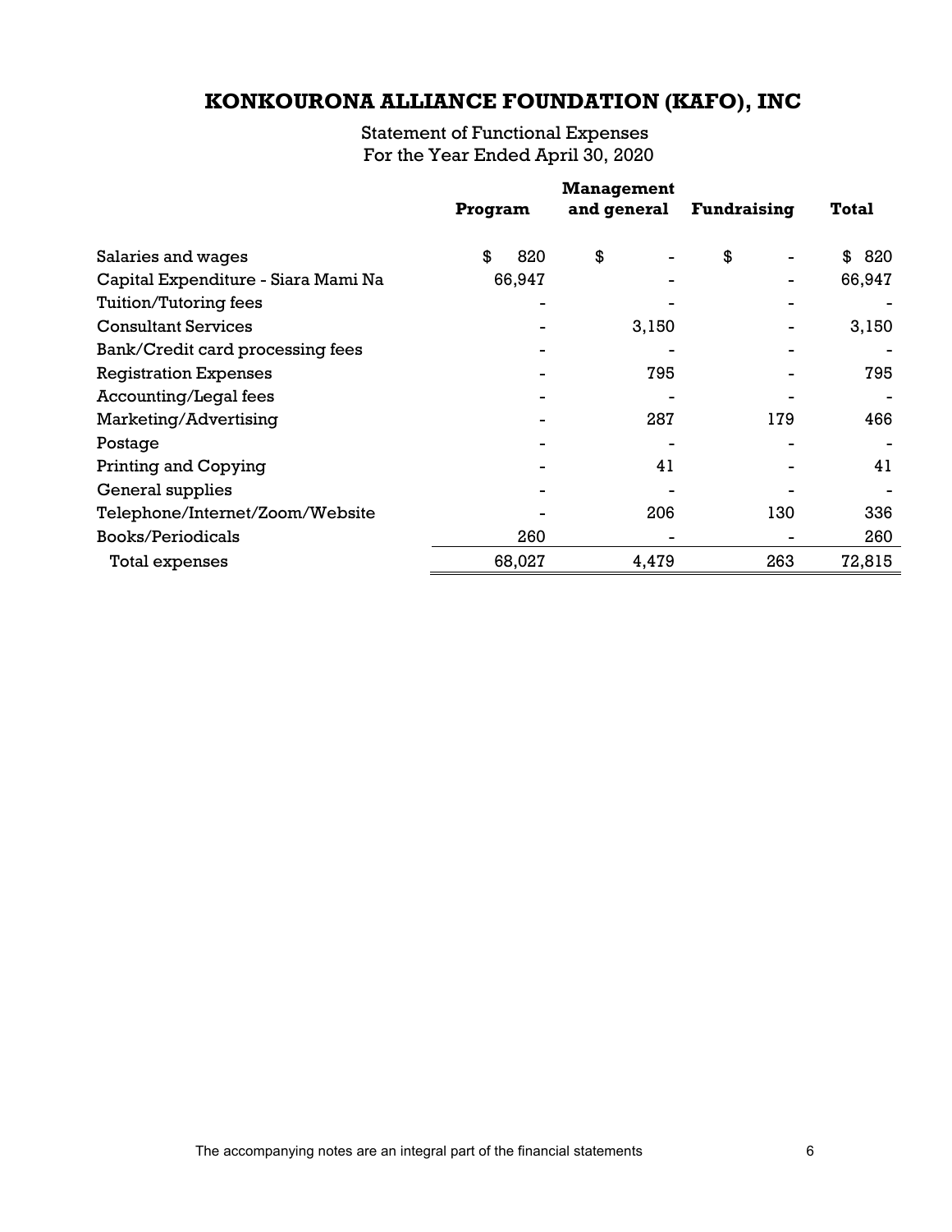# KONKOURONA ALLIANCE FOUNDATION (KAFO), INC

Statement of Functional Expenses
For the Year Ended April 30, 2020

| | Program | Management and general | Fundraising | Total |
|---|---|---|---|---|
| Salaries and wages | $ 820 | $ - | $ - | $ 820 |
| Capital Expenditure - Siara Mami Na | 66,947 | - | - | 66,947 |
| Tuition/Tutoring fees | - | - | - | - |
| Consultant Services | - | 3,150 | - | 3,150 |
| Bank/Credit card processing fees | - | - | - | - |
| Registration Expenses | - | 795 | - | 795 |
| Accounting/Legal fees | - | - | - | - |
| Marketing/Advertising | - | 287 | 179 | 466 |
| Postage | - | - | - | - |
| Printing and Copying | - | 41 | - | 41 |
| General supplies | - | - | - | - |
| Telephone/Internet/Zoom/Website | - | 206 | 130 | 336 |
| Books/Periodicals | 260 | - | - | 260 |
| Total expenses | 68,027 | 4,479 | 263 | 72,815 |

The accompanying notes are an integral part of the financial statements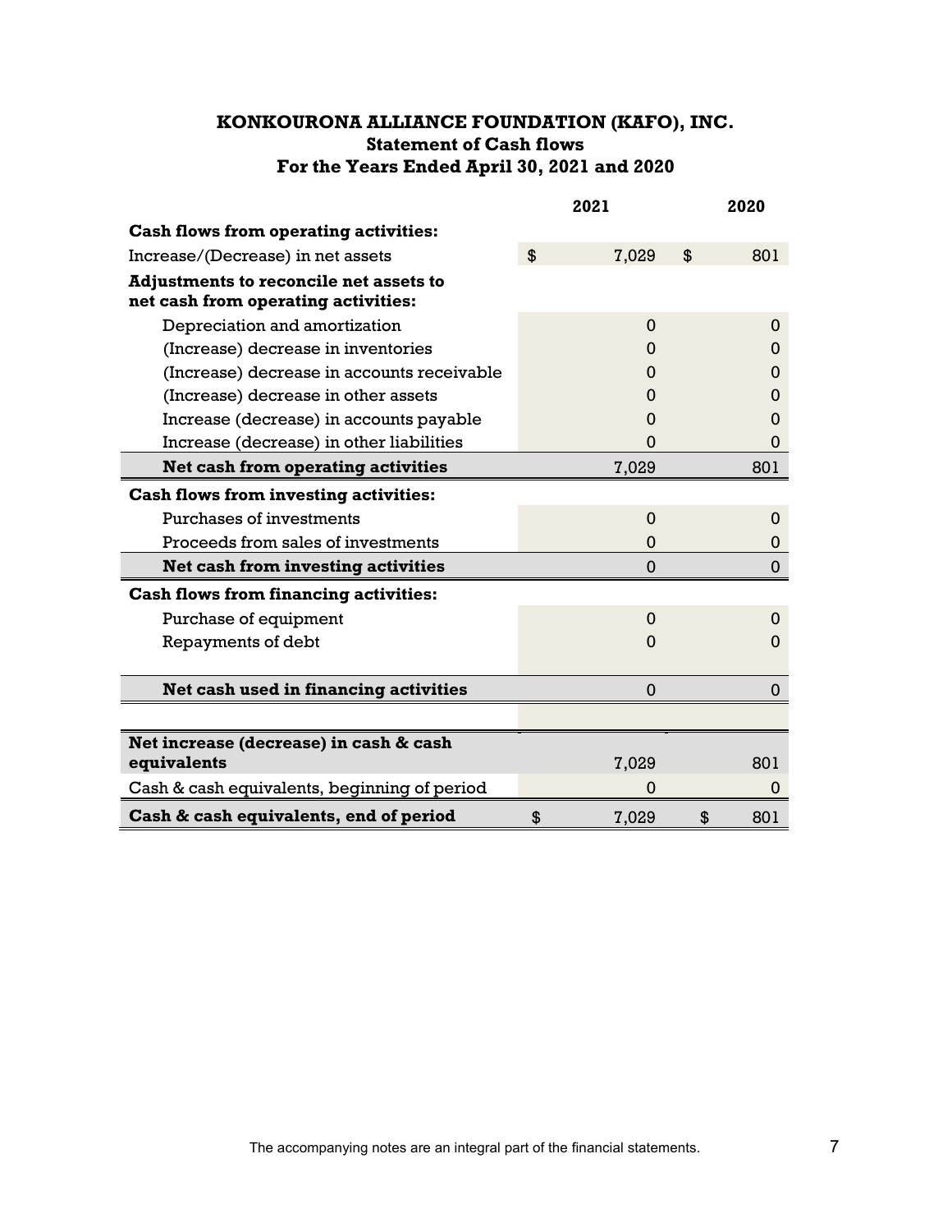# KONKOURONA ALLIANCE FOUNDATION (KAFO), INC.
## Statement of Cash flows
## For the Years Ended April 30, 2021 and 2020

| | 2021 | 2020 |
|---|---|---|
| **Cash flows from operating activities:** | | |
| Increase/(Decrease) in net assets | $ 7,029 | $ 801 |
| **Adjustments to reconcile net assets to net cash from operating activities:** | | |
| Depreciation and amortization | 0 | 0 |
| (Increase) decrease in inventories | 0 | 0 |
| (Increase) decrease in accounts receivable | 0 | 0 |
| (Increase) decrease in other assets | 0 | 0 |
| Increase (decrease) in accounts payable | 0 | 0 |
| Increase (decrease) in other liabilities | 0 | 0 |
| **Net cash from operating activities** | 7,029 | 801 |
| **Cash flows from investing activities:** | | |
| Purchases of investments | 0 | 0 |
| Proceeds from sales of investments | 0 | 0 |
| **Net cash from investing activities** | 0 | 0 |
| **Cash flows from financing activities:** | | |
| Purchase of equipment | 0 | 0 |
| Repayments of debt | 0 | 0 |
| **Net cash used in financing activities** | 0 | 0 |
| **Net increase (decrease) in cash & cash equivalents** | 7,029 | 801 |
| Cash & cash equivalents, beginning of period | 0 | 0 |
| **Cash & cash equivalents, end of period** | $ 7,029 | $ 801 |

The accompanying notes are an integral part of the financial statements.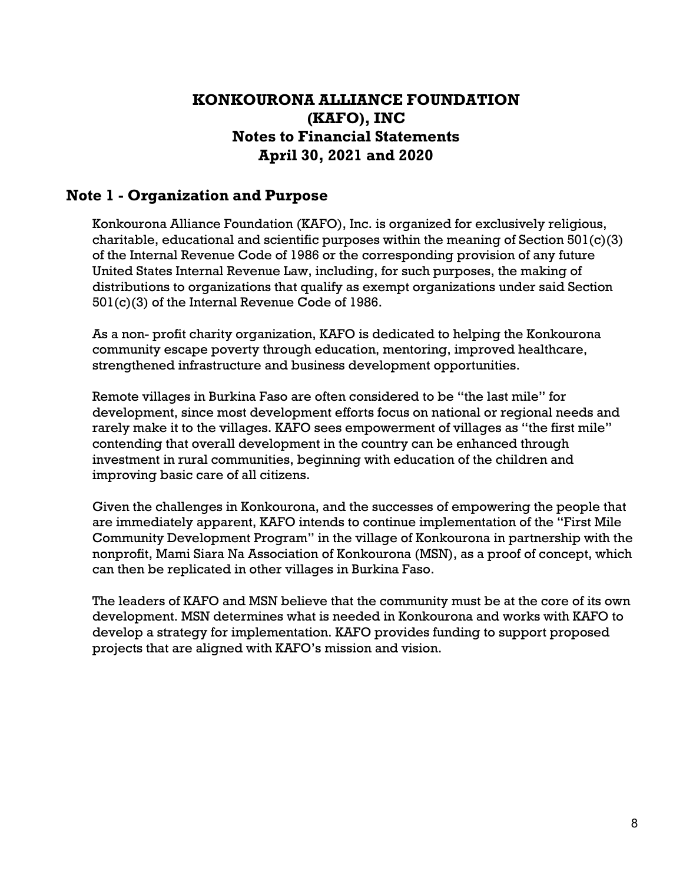# KONKOURONA ALLIANCE FOUNDATION (KAFO), INC
# Notes to Financial Statements
# April 30, 2021 and 2020

## Note 1 - Organization and Purpose

Konkourona Alliance Foundation (KAFO), Inc. is organized for exclusively religious, charitable, educational and scientific purposes within the meaning of Section 501(c)(3) of the Internal Revenue Code of 1986 or the corresponding provision of any future United States Internal Revenue Law, including, for such purposes, the making of distributions to organizations that qualify as exempt organizations under said Section 501(c)(3) of the Internal Revenue Code of 1986.

As a non- profit charity organization, KAFO is dedicated to helping the Konkourona community escape poverty through education, mentoring, improved healthcare, strengthened infrastructure and business development opportunities.

Remote villages in Burkina Faso are often considered to be "the last mile" for development, since most development efforts focus on national or regional needs and rarely make it to the villages. KAFO sees empowerment of villages as "the first mile" contending that overall development in the country can be enhanced through investment in rural communities, beginning with education of the children and improving basic care of all citizens.

Given the challenges in Konkourona, and the successes of empowering the people that are immediately apparent, KAFO intends to continue implementation of the "First Mile Community Development Program" in the village of Konkourona in partnership with the nonprofit, Mami Siara Na Association of Konkourona (MSN), as a proof of concept, which can then be replicated in other villages in Burkina Faso.

The leaders of KAFO and MSN believe that the community must be at the core of its own development. MSN determines what is needed in Konkourona and works with KAFO to develop a strategy for implementation. KAFO provides funding to support proposed projects that are aligned with KAFO's mission and vision.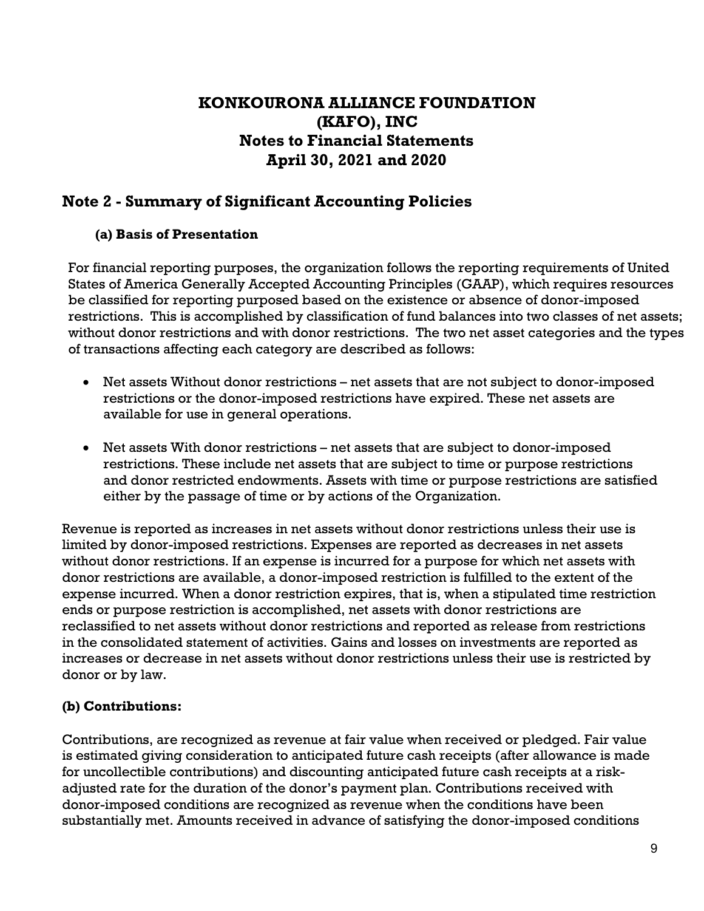# KONKOURONA ALLIANCE FOUNDATION (KAFO), INC
## Notes to Financial Statements
## April 30, 2021 and 2020

## Note 2 - Summary of Significant Accounting Policies

### (a) Basis of Presentation

For financial reporting purposes, the organization follows the reporting requirements of United States of America Generally Accepted Accounting Principles (GAAP), which requires resources be classified for reporting purposed based on the existence or absence of donor-imposed restrictions. This is accomplished by classification of fund balances into two classes of net assets; without donor restrictions and with donor restrictions. The two net asset categories and the types of transactions affecting each category are described as follows:

- Net assets Without donor restrictions – net assets that are not subject to donor-imposed restrictions or the donor-imposed restrictions have expired. These net assets are available for use in general operations.
- Net assets With donor restrictions – net assets that are subject to donor-imposed restrictions. These include net assets that are subject to time or purpose restrictions and donor restricted endowments. Assets with time or purpose restrictions are satisfied either by the passage of time or by actions of the Organization.

Revenue is reported as increases in net assets without donor restrictions unless their use is limited by donor-imposed restrictions. Expenses are reported as decreases in net assets without donor restrictions. If an expense is incurred for a purpose for which net assets with donor restrictions are available, a donor-imposed restriction is fulfilled to the extent of the expense incurred. When a donor restriction expires, that is, when a stipulated time restriction ends or purpose restriction is accomplished, net assets with donor restrictions are reclassified to net assets without donor restrictions and reported as release from restrictions in the consolidated statement of activities. Gains and losses on investments are reported as increases or decrease in net assets without donor restrictions unless their use is restricted by donor or by law.

### (b) Contributions:

Contributions, are recognized as revenue at fair value when received or pledged. Fair value is estimated giving consideration to anticipated future cash receipts (after allowance is made for uncollectible contributions) and discounting anticipated future cash receipts at a risk-adjusted rate for the duration of the donor's payment plan. Contributions received with donor-imposed conditions are recognized as revenue when the conditions have been substantially met. Amounts received in advance of satisfying the donor-imposed conditions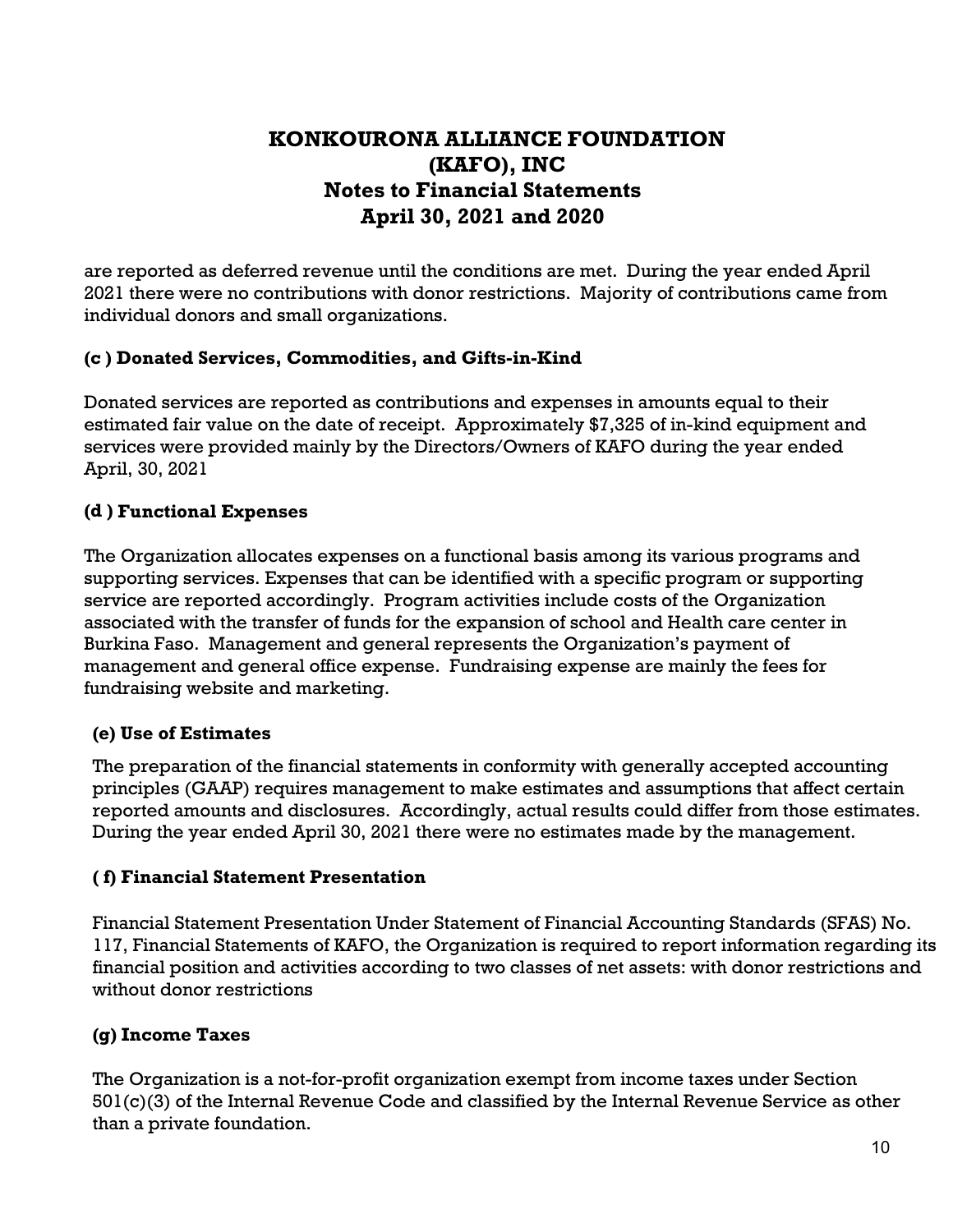are reported as deferred revenue until the conditions are met. During the year ended April 2021 there were no contributions with donor restrictions. Majority of contributions came from individual donors and small organizations.

### (c ) Donated Services, Commodities, and Gifts-in-Kind

Donated services are reported as contributions and expenses in amounts equal to their estimated fair value on the date of receipt. Approximately $7,325 of in-kind equipment and services were provided mainly by the Directors/Owners of KAFO during the year ended April, 30, 2021

### (d ) Functional Expenses

The Organization allocates expenses on a functional basis among its various programs and supporting services. Expenses that can be identified with a specific program or supporting service are reported accordingly. Program activities include costs of the Organization associated with the transfer of funds for the expansion of school and Health care center in Burkina Faso. Management and general represents the Organization's payment of management and general office expense. Fundraising expense are mainly the fees for fundraising website and marketing.

### (e) Use of Estimates

The preparation of the financial statements in conformity with generally accepted accounting principles (GAAP) requires management to make estimates and assumptions that affect certain reported amounts and disclosures. Accordingly, actual results could differ from those estimates. During the year ended April 30, 2021 there were no estimates made by the management.

### ( f) Financial Statement Presentation

Financial Statement Presentation Under Statement of Financial Accounting Standards (SFAS) No. 117, Financial Statements of KAFO, the Organization is required to report information regarding its financial position and activities according to two classes of net assets: with donor restrictions and without donor restrictions

### (g) Income Taxes

The Organization is a not-for-profit organization exempt from income taxes under Section 501(c)(3) of the Internal Revenue Code and classified by the Internal Revenue Service as other than a private foundation.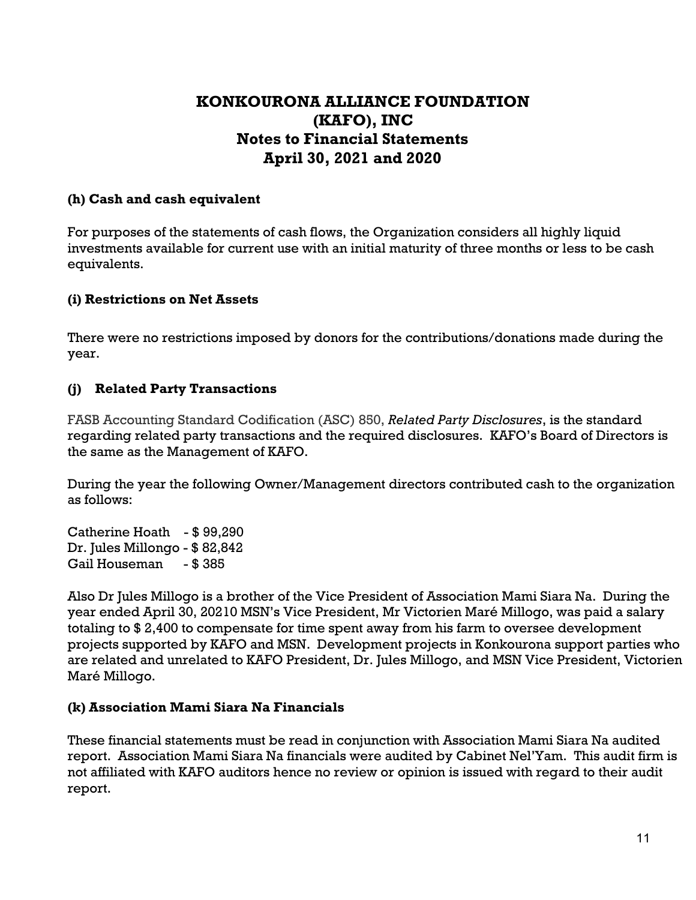# KONKOURONA ALLIANCE FOUNDATION (KAFO), INC
## Notes to Financial Statements
## April 30, 2021 and 2020

### (h) Cash and cash equivalent

For purposes of the statements of cash flows, the Organization considers all highly liquid investments available for current use with an initial maturity of three months or less to be cash equivalents.

### (i) Restrictions on Net Assets

There were no restrictions imposed by donors for the contributions/donations made during the year.

### (j) Related Party Transactions

FASB Accounting Standard Codification (ASC) 850, *Related Party Disclosures*, is the standard regarding related party transactions and the required disclosures. KAFO's Board of Directors is the same as the Management of KAFO.

During the year the following Owner/Management directors contributed cash to the organization as follows:

Catherine Hoath - $ 99,290
Dr. Jules Millongo - $ 82,842
Gail Houseman - $ 385

Also Dr Jules Millogo is a brother of the Vice President of Association Mami Siara Na. During the year ended April 30, 20210 MSN's Vice President, Mr Victorien Maré Millogo, was paid a salary totaling to $ 2,400 to compensate for time spent away from his farm to oversee development projects supported by KAFO and MSN. Development projects in Konkourona support parties who are related and unrelated to KAFO President, Dr. Jules Millogo, and MSN Vice President, Victorien Maré Millogo.

### (k) Association Mami Siara Na Financials

These financial statements must be read in conjunction with Association Mami Siara Na audited report. Association Mami Siara Na financials were audited by Cabinet Nel'Yam. This audit firm is not affiliated with KAFO auditors hence no review or opinion is issued with regard to their audit report.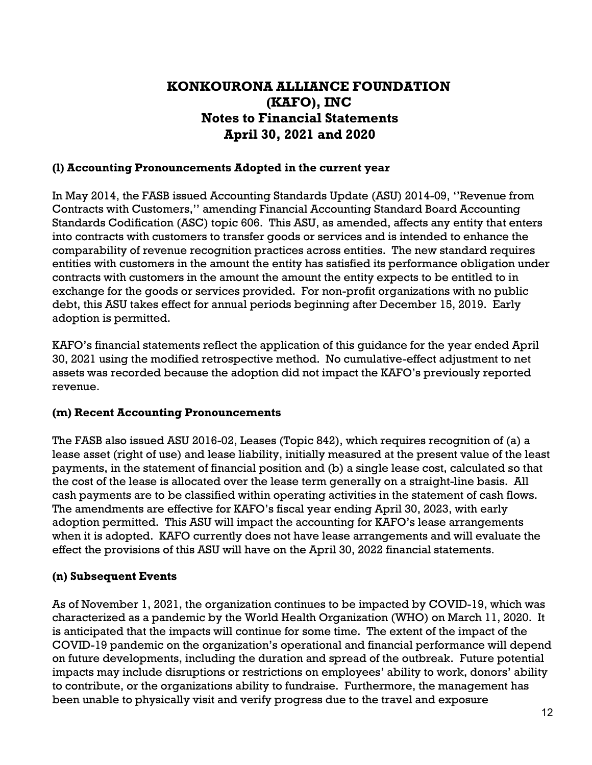# KONKOURONA ALLIANCE FOUNDATION (KAFO), INC
# Notes to Financial Statements
# April 30, 2021 and 2020

**(l) Accounting Pronouncements Adopted in the current year**

In May 2014, the FASB issued Accounting Standards Update (ASU) 2014-09, ''Revenue from Contracts with Customers,'' amending Financial Accounting Standard Board Accounting Standards Codification (ASC) topic 606. This ASU, as amended, affects any entity that enters into contracts with customers to transfer goods or services and is intended to enhance the comparability of revenue recognition practices across entities. The new standard requires entities with customers in the amount the entity has satisfied its performance obligation under contracts with customers in the amount the amount the entity expects to be entitled to in exchange for the goods or services provided. For non-profit organizations with no public debt, this ASU takes effect for annual periods beginning after December 15, 2019. Early adoption is permitted.

KAFO's financial statements reflect the application of this guidance for the year ended April 30, 2021 using the modified retrospective method. No cumulative-effect adjustment to net assets was recorded because the adoption did not impact the KAFO's previously reported revenue.

**(m) Recent Accounting Pronouncements**

The FASB also issued ASU 2016-02, Leases (Topic 842), which requires recognition of (a) a lease asset (right of use) and lease liability, initially measured at the present value of the least payments, in the statement of financial position and (b) a single lease cost, calculated so that the cost of the lease is allocated over the lease term generally on a straight-line basis. All cash payments are to be classified within operating activities in the statement of cash flows. The amendments are effective for KAFO's fiscal year ending April 30, 2023, with early adoption permitted. This ASU will impact the accounting for KAFO's lease arrangements when it is adopted. KAFO currently does not have lease arrangements and will evaluate the effect the provisions of this ASU will have on the April 30, 2022 financial statements.

**(n) Subsequent Events**

As of November 1, 2021, the organization continues to be impacted by COVID-19, which was characterized as a pandemic by the World Health Organization (WHO) on March 11, 2020. It is anticipated that the impacts will continue for some time. The extent of the impact of the COVID-19 pandemic on the organization's operational and financial performance will depend on future developments, including the duration and spread of the outbreak. Future potential impacts may include disruptions or restrictions on employees' ability to work, donors' ability to contribute, or the organizations ability to fundraise. Furthermore, the management has been unable to physically visit and verify progress due to the travel and exposure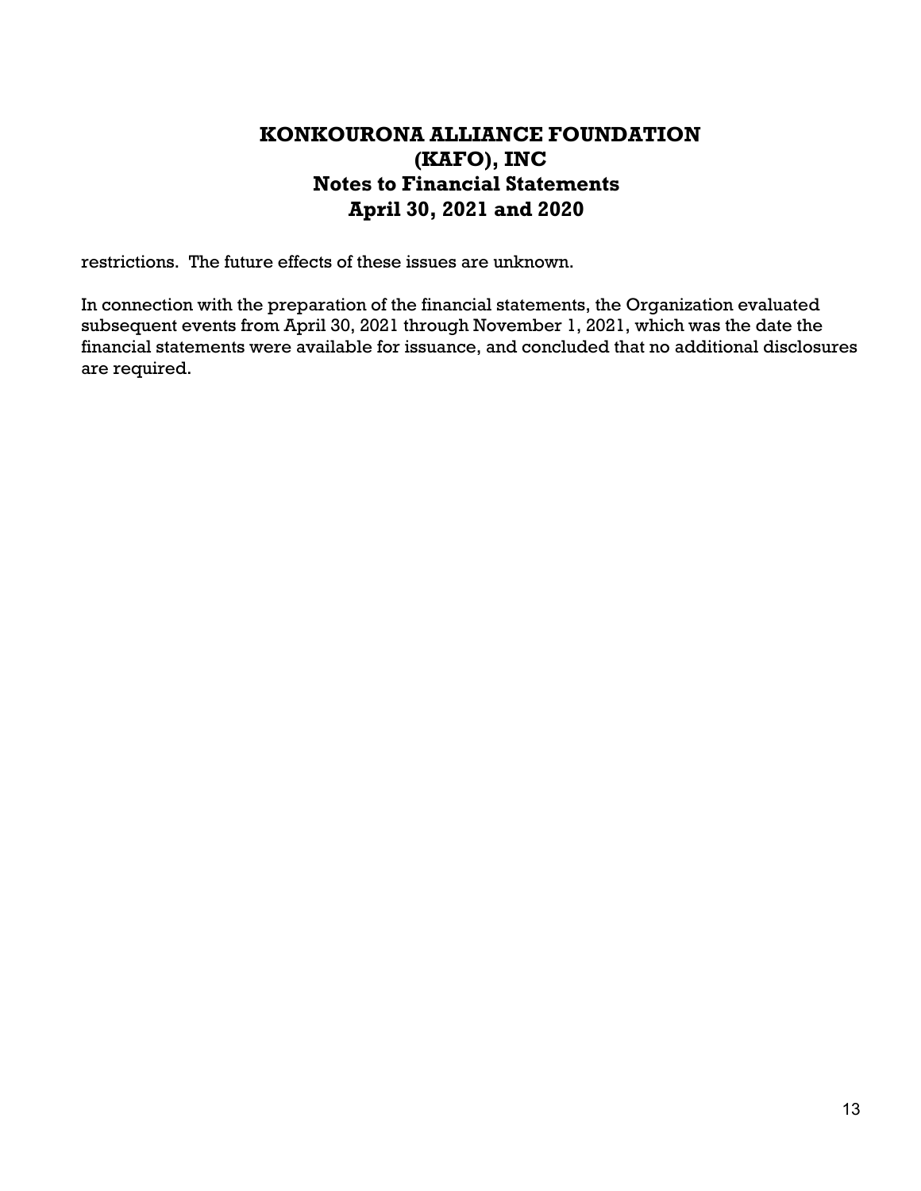restrictions. The future effects of these issues are unknown.

In connection with the preparation of the financial statements, the Organization evaluated subsequent events from April 30, 2021 through November 1, 2021, which was the date the financial statements were available for issuance, and concluded that no additional disclosures are required.